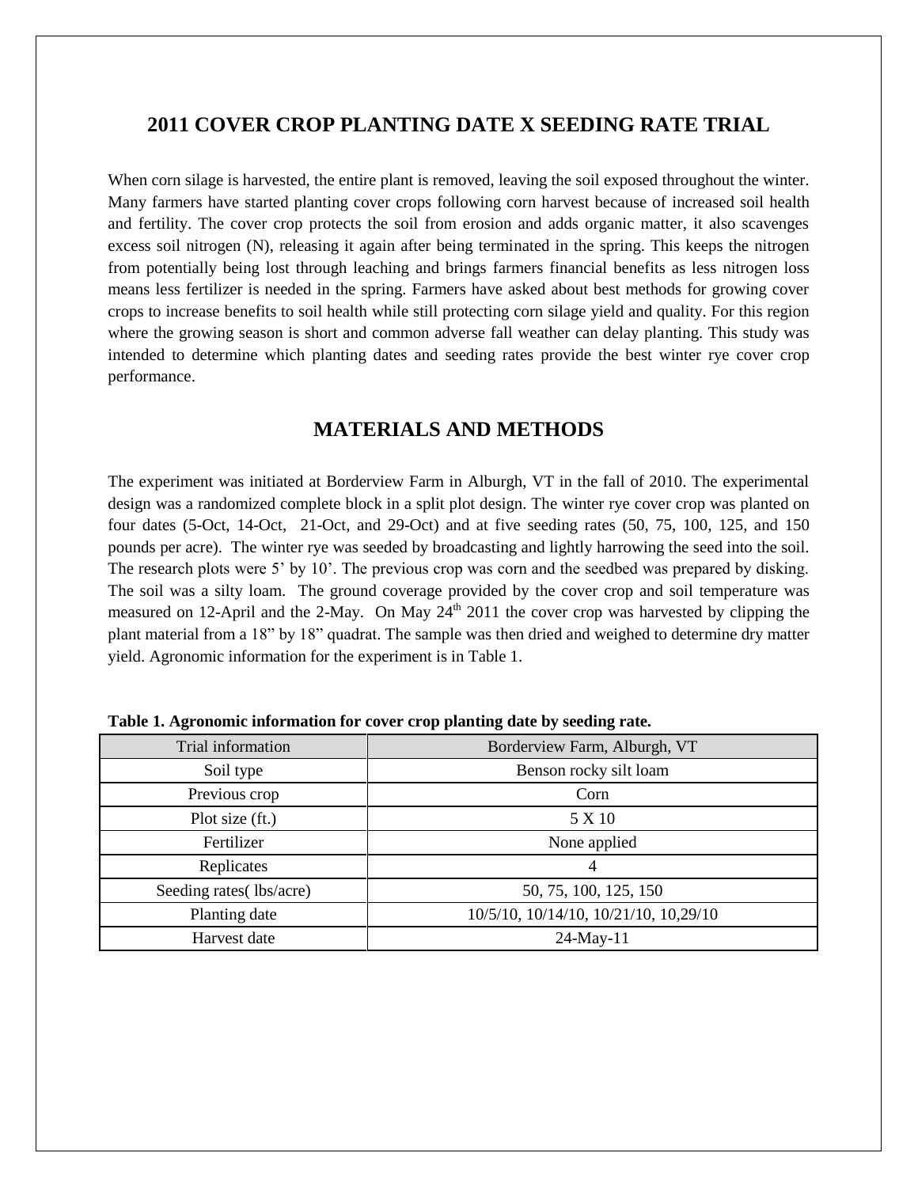## 2011 COVER CROP PLANTING DATE X SEEDING RATE TRIAL

When corn silage is harvested, the entire plant is removed, leaving the soil exposed throughout the winter. Many farmers have started planting cover crops following corn harvest because of increased soil health and fertility. The cover crop protects the soil from erosion and adds organic matter, it also scavenges excess soil nitrogen (N), releasing it again after being terminated in the spring. This keeps the nitrogen from potentially being lost through leaching and brings farmers financial benefits as less nitrogen loss means less fertilizer is needed in the spring. Farmers have asked about best methods for growing cover crops to increase benefits to soil health while still protecting corn silage yield and quality. For this region where the growing season is short and common adverse fall weather can delay planting. This study was intended to determine which planting dates and seeding rates provide the best winter rye cover crop performance.

## MATERIALS AND METHODS

The experiment was initiated at Borderview Farm in Alburgh, VT in the fall of 2010. The experimental design was a randomized complete block in a split plot design. The winter rye cover crop was planted on four dates (5-Oct, 14-Oct, 21-Oct, and 29-Oct) and at five seeding rates (50, 75, 100, 125, and 150 pounds per acre). The winter rye was seeded by broadcasting and lightly harrowing the seed into the soil. The research plots were 5' by 10'. The previous crop was corn and the seedbed was prepared by disking. The soil was a silty loam. The ground coverage provided by the cover crop and soil temperature was measured on 12-April and the 2-May. On May 24th 2011 the cover crop was harvested by clipping the plant material from a 18" by 18" quadrat. The sample was then dried and weighed to determine dry matter yield. Agronomic information for the experiment is in Table 1.

**Table 1. Agronomic information for cover crop planting date by seeding rate.**

| Trial information | Borderview Farm, Alburgh, VT |
|---|---|
| Soil type | Benson rocky silt loam |
| Previous crop | Corn |
| Plot size (ft.) | 5 X 10 |
| Fertilizer | None applied |
| Replicates | 4 |
| Seeding rates( lbs/acre) | 50, 75, 100, 125, 150 |
| Planting date | 10/5/10, 10/14/10, 10/21/10, 10,29/10 |
| Harvest date | 24-May-11 |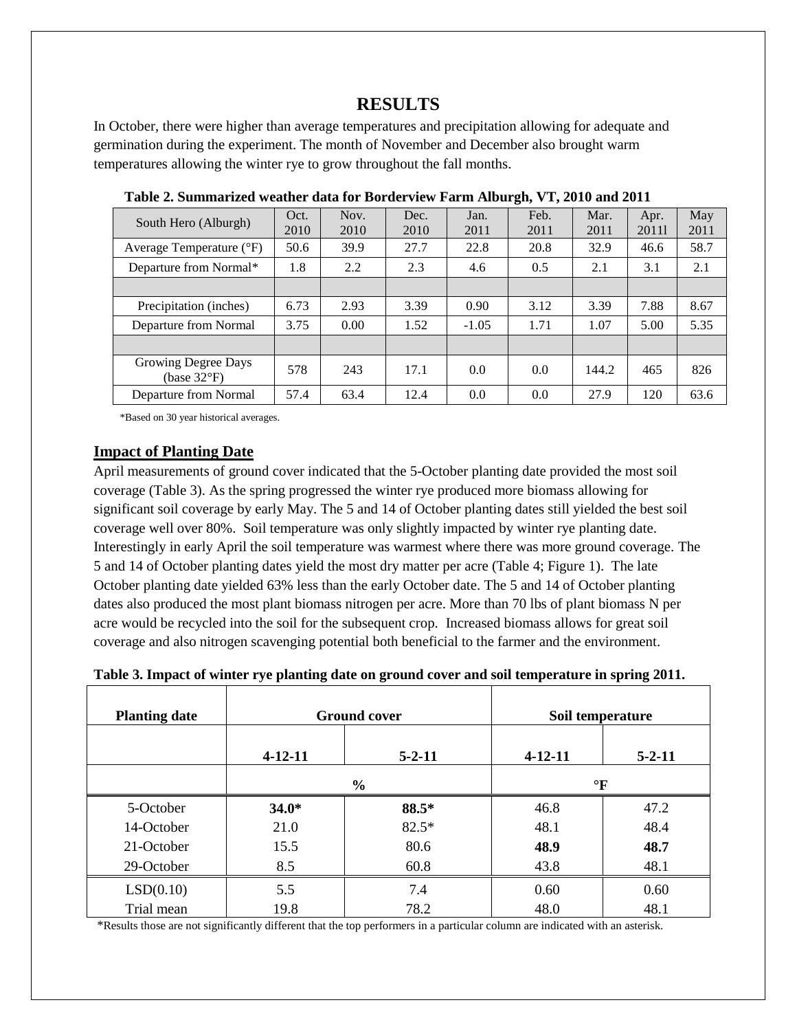# RESULTS

In October, there were higher than average temperatures and precipitation allowing for adequate and germination during the experiment. The month of November and December also brought warm temperatures allowing the winter rye to grow throughout the fall months.

**Table 2. Summarized weather data for Borderview Farm Alburgh, VT, 2010 and 2011**

| South Hero (Alburgh) | Oct. 2010 | Nov. 2010 | Dec. 2010 | Jan. 2011 | Feb. 2011 | Mar. 2011 | Apr. 2011l | May 2011 |
|---|---|---|---|---|---|---|---|---|
| Average Temperature (°F) | 50.6 | 39.9 | 27.7 | 22.8 | 20.8 | 32.9 | 46.6 | 58.7 |
| Departure from Normal* | 1.8 | 2.2 | 2.3 | 4.6 | 0.5 | 2.1 | 3.1 | 2.1 |
| | | | | | | | | |
| Precipitation (inches) | 6.73 | 2.93 | 3.39 | 0.90 | 3.12 | 3.39 | 7.88 | 8.67 |
| Departure from Normal | 3.75 | 0.00 | 1.52 | -1.05 | 1.71 | 1.07 | 5.00 | 5.35 |
| | | | | | | | | |
| Growing Degree Days (base 32°F) | 578 | 243 | 17.1 | 0.0 | 0.0 | 144.2 | 465 | 826 |
| Departure from Normal | 57.4 | 63.4 | 12.4 | 0.0 | 0.0 | 27.9 | 120 | 63.6 |

*Based on 30 year historical averages.

## Impact of Planting Date

April measurements of ground cover indicated that the 5-October planting date provided the most soil coverage (Table 3). As the spring progressed the winter rye produced more biomass allowing for significant soil coverage by early May. The 5 and 14 of October planting dates still yielded the best soil coverage well over 80%. Soil temperature was only slightly impacted by winter rye planting date. Interestingly in early April the soil temperature was warmest where there was more ground coverage. The 5 and 14 of October planting dates yield the most dry matter per acre (Table 4; Figure 1). The late October planting date yielded 63% less than the early October date. The 5 and 14 of October planting dates also produced the most plant biomass nitrogen per acre. More than 70 lbs of plant biomass N per acre would be recycled into the soil for the subsequent crop. Increased biomass allows for great soil coverage and also nitrogen scavenging potential both beneficial to the farmer and the environment.

**Table 3. Impact of winter rye planting date on ground cover and soil temperature in spring 2011.**

| Planting date | Ground cover | | Soil temperature | |
|---|---|---|---|---|
| | 4-12-11 | 5-2-11 | 4-12-11 | 5-2-11 |
| | % | | °F | |
| 5-October | **34.0*** | **88.5*** | 46.8 | 47.2 |
| 14-October | 21.0 | 82.5* | 48.1 | 48.4 |
| 21-October | 15.5 | 80.6 | **48.9** | **48.7** |
| 29-October | 8.5 | 60.8 | 43.8 | 48.1 |
| LSD(0.10) | 5.5 | 7.4 | 0.60 | 0.60 |
| Trial mean | 19.8 | 78.2 | 48.0 | 48.1 |

*Results those are not significantly different that the top performers in a particular column are indicated with an asterisk.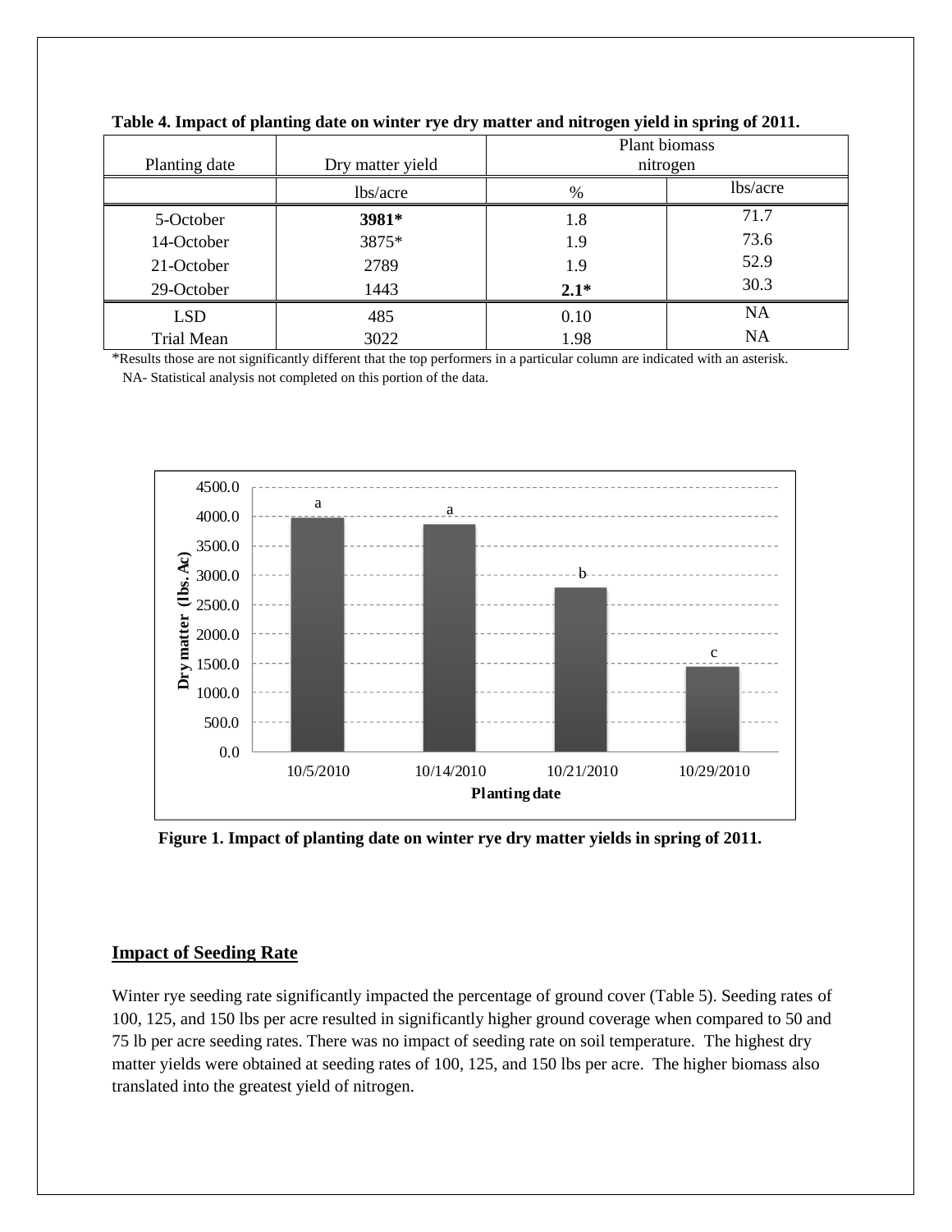**Table 4. Impact of planting date on winter rye dry matter and nitrogen yield in spring of 2011.**

| Planting date | Dry matter yield | Plant biomass nitrogen | |
|---|---|---|---|
| | lbs/acre | % | lbs/acre |
| 5-October | **3981*** | 1.8 | 71.7 |
| 14-October | 3875* | 1.9 | 73.6 |
| 21-October | 2789 | 1.9 | 52.9 |
| 29-October | 1443 | **2.1*** | 30.3 |
| LSD | 485 | 0.10 | NA |
| Trial Mean | 3022 | 1.98 | NA |

*Results those are not significantly different that the top performers in a particular column are indicated with an asterisk.
NA- Statistical analysis not completed on this portion of the data.

**Figure 1. Impact of planting date on winter rye dry matter yields in spring of 2011.**

## Impact of Seeding Rate

Winter rye seeding rate significantly impacted the percentage of ground cover (Table 5). Seeding rates of 100, 125, and 150 lbs per acre resulted in significantly higher ground coverage when compared to 50 and 75 lb per acre seeding rates. There was no impact of seeding rate on soil temperature. The highest dry matter yields were obtained at seeding rates of 100, 125, and 150 lbs per acre. The higher biomass also translated into the greatest yield of nitrogen.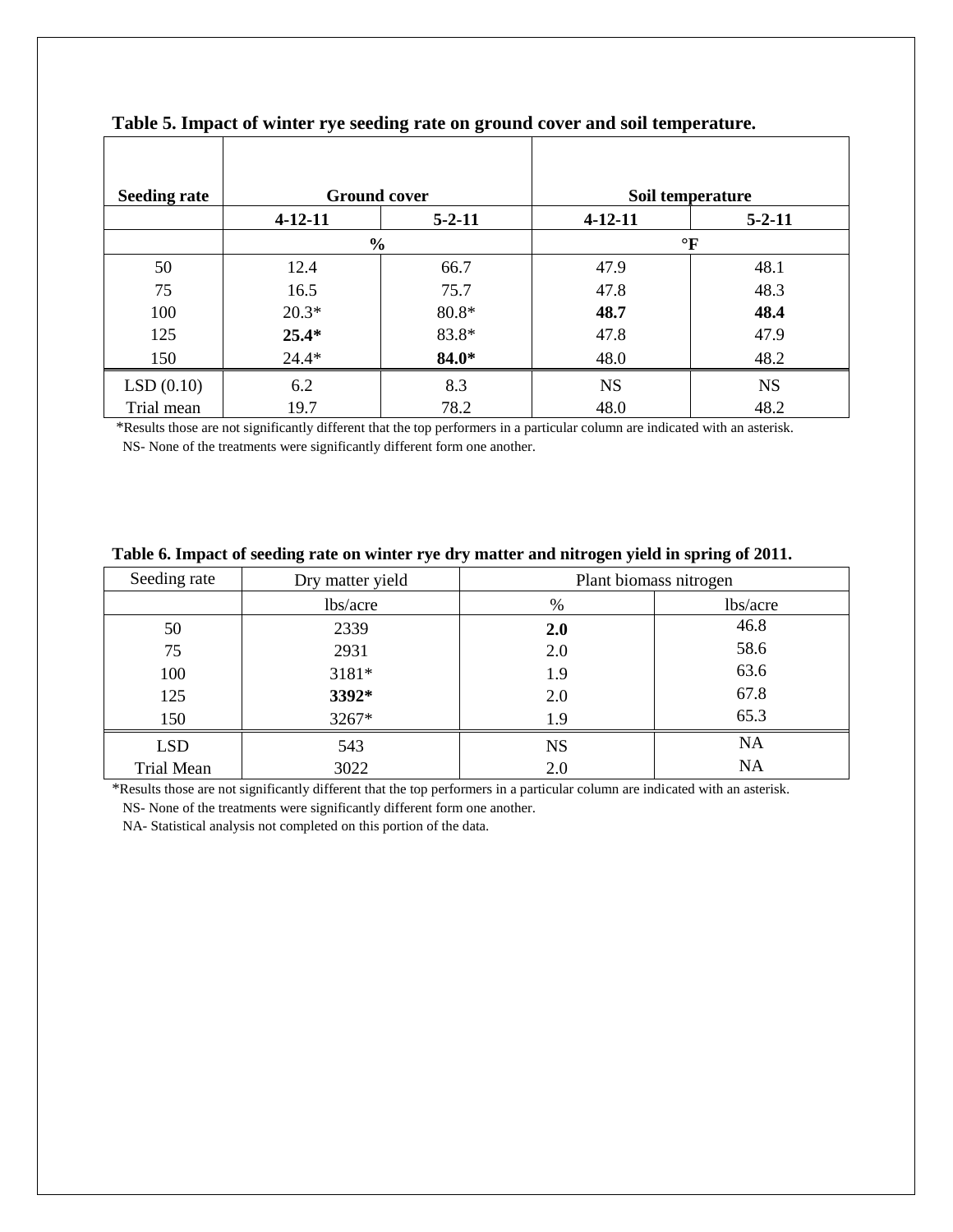**Table 5. Impact of winter rye seeding rate on ground cover and soil temperature.**

| Seeding rate | Ground cover | | Soil temperature | |
|---|---|---|---|---|
| | 4-12-11 | 5-2-11 | 4-12-11 | 5-2-11 |
| | % | | °F | |
| 50 | 12.4 | 66.7 | 47.9 | 48.1 |
| 75 | 16.5 | 75.7 | 47.8 | 48.3 |
| 100 | 20.3* | 80.8* | **48.7** | **48.4** |
| 125 | **25.4*** | 83.8* | 47.8 | 47.9 |
| 150 | 24.4* | **84.0*** | 48.0 | 48.2 |
| LSD (0.10) | 6.2 | 8.3 | NS | NS |
| Trial mean | 19.7 | 78.2 | 48.0 | 48.2 |

*Results those are not significantly different that the top performers in a particular column are indicated with an asterisk.
NS- None of the treatments were significantly different form one another.

**Table 6. Impact of seeding rate on winter rye dry matter and nitrogen yield in spring of 2011.**

| Seeding rate | Dry matter yield | Plant biomass nitrogen | |
|---|---|---|---|
| | lbs/acre | % | lbs/acre |
| 50 | 2339 | **2.0** | 46.8 |
| 75 | 2931 | 2.0 | 58.6 |
| 100 | 3181* | 1.9 | 63.6 |
| 125 | **3392*** | 2.0 | 67.8 |
| 150 | 3267* | 1.9 | 65.3 |
| LSD | 543 | NS | NA |
| Trial Mean | 3022 | 2.0 | NA |

*Results those are not significantly different that the top performers in a particular column are indicated with an asterisk.
NS- None of the treatments were significantly different form one another.
NA- Statistical analysis not completed on this portion of the data.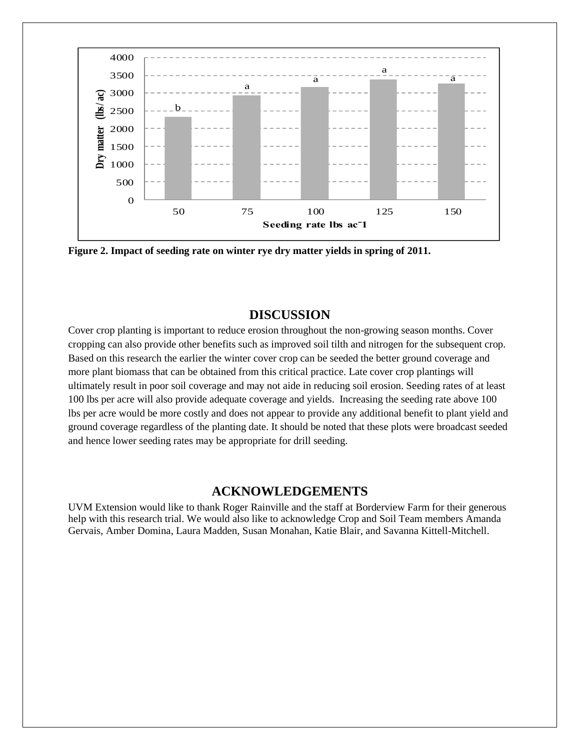**Figure 2. Impact of seeding rate on winter rye dry matter yields in spring of 2011.**

## DISCUSSION

Cover crop planting is important to reduce erosion throughout the non-growing season months. Cover cropping can also provide other benefits such as improved soil tilth and nitrogen for the subsequent crop. Based on this research the earlier the winter cover crop can be seeded the better ground coverage and more plant biomass that can be obtained from this critical practice. Late cover crop plantings will ultimately result in poor soil coverage and may not aide in reducing soil erosion. Seeding rates of at least 100 lbs per acre will also provide adequate coverage and yields. Increasing the seeding rate above 100 lbs per acre would be more costly and does not appear to provide any additional benefit to plant yield and ground coverage regardless of the planting date. It should be noted that these plots were broadcast seeded and hence lower seeding rates may be appropriate for drill seeding.

## ACKNOWLEDGEMENTS

UVM Extension would like to thank Roger Rainville and the staff at Borderview Farm for their generous help with this research trial. We would also like to acknowledge Crop and Soil Team members Amanda Gervais, Amber Domina, Laura Madden, Susan Monahan, Katie Blair, and Savanna Kittell-Mitchell.